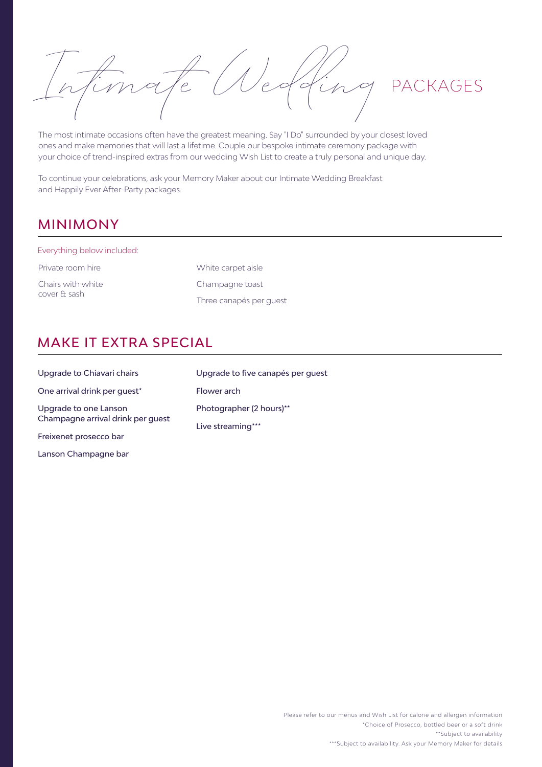# Intimate Wedding PACKAGES

The most intimate occasions often have the greatest meaning. Say "I Do" surrounded by your closest loved ones and make memories that will last a lifetime. Couple our bespoke intimate ceremony package with your choice of trend-inspired extras from our wedding Wish List to create a truly personal and unique day.

To continue your celebrations, ask your Memory Maker about our Intimate Wedding Breakfast and Happily Ever After-Party packages.

## MINIMONY

Everything below included:

- Private room hire
- Chairs with white cover & sash
- White carpet aisle
- Champagne toast
- Three canapés per guest

## MAKE IT EXTRA SPECIAL

- Upgrade to Chiavari chairs
- One arrival drink per guest*
- Upgrade to one Lanson Champagne arrival drink per guest
- Freixenet prosecco bar
- Lanson Champagne bar
- Upgrade to five canapés per guest
- Flower arch
- Photographer (2 hours)**
- Live streaming***

Please refer to our menus and Wish List for calorie and allergen information

*Choice of Prosecco, bottled beer or a soft drink

**Subject to availability

***Subject to availability. Ask your Memory Maker for details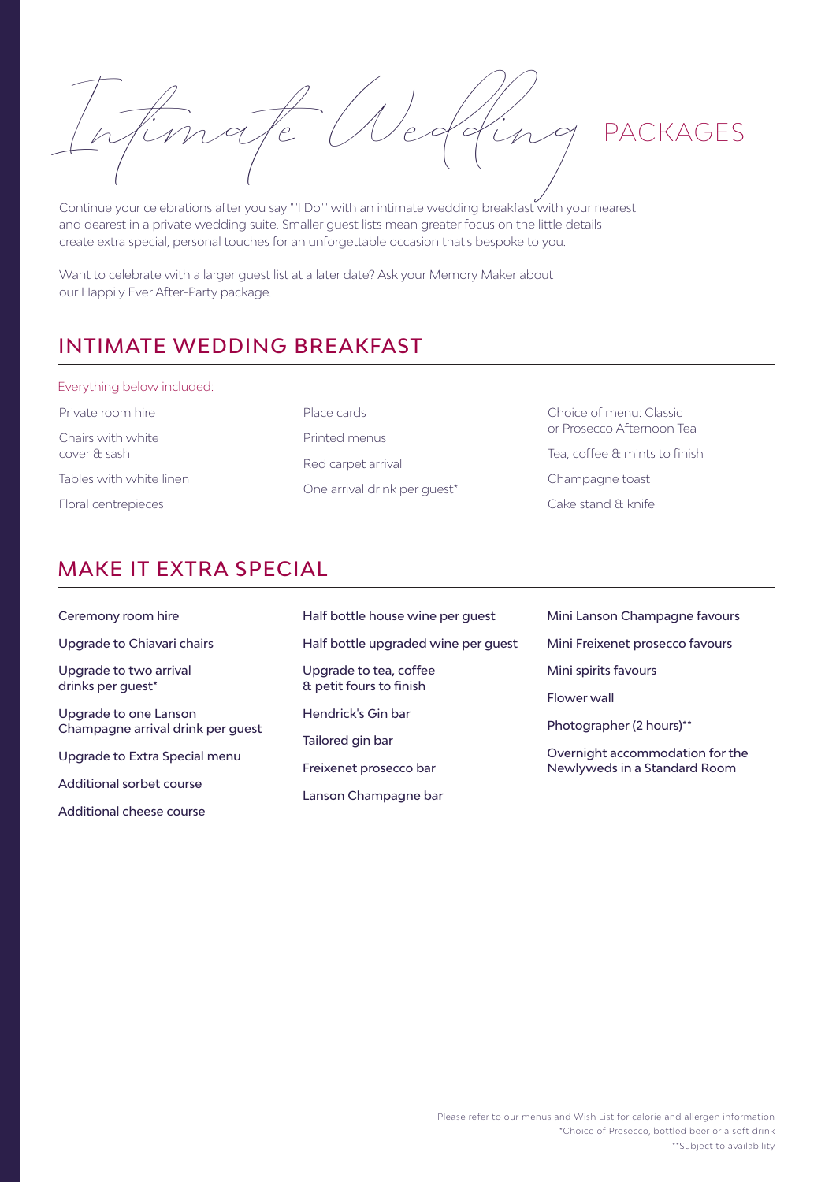# Intimate Wedding PACKAGES

Continue your celebrations after you say ""I Do"" with an intimate wedding breakfast with your nearest and dearest in a private wedding suite. Smaller guest lists mean greater focus on the little details - create extra special, personal touches for an unforgettable occasion that's bespoke to you.

Want to celebrate with a larger guest list at a later date? Ask your Memory Maker about our Happily Ever After-Party package.

## INTIMATE WEDDING BREAKFAST

Everything below included:

- Private room hire
- Chairs with white cover & sash
- Tables with white linen
- Floral centrepieces
- Place cards
- Printed menus
- Red carpet arrival
- One arrival drink per guest*
- Choice of menu: Classic or Prosecco Afternoon Tea
- Tea, coffee & mints to finish
- Champagne toast
- Cake stand & knife

## MAKE IT EXTRA SPECIAL

- Ceremony room hire
- Upgrade to Chiavari chairs
- Upgrade to two arrival drinks per guest*
- Upgrade to one Lanson Champagne arrival drink per guest
- Upgrade to Extra Special menu
- Additional sorbet course
- Additional cheese course
- Half bottle house wine per guest
- Half bottle upgraded wine per guest
- Upgrade to tea, coffee & petit fours to finish
- Hendrick's Gin bar
- Tailored gin bar
- Freixenet prosecco bar
- Lanson Champagne bar
- Mini Lanson Champagne favours
- Mini Freixenet prosecco favours
- Mini spirits favours
- Flower wall
- Photographer (2 hours)**
- Overnight accommodation for the Newlyweds in a Standard Room

Please refer to our menus and Wish List for calorie and allergen information

*Choice of Prosecco, bottled beer or a soft drink

**Subject to availability